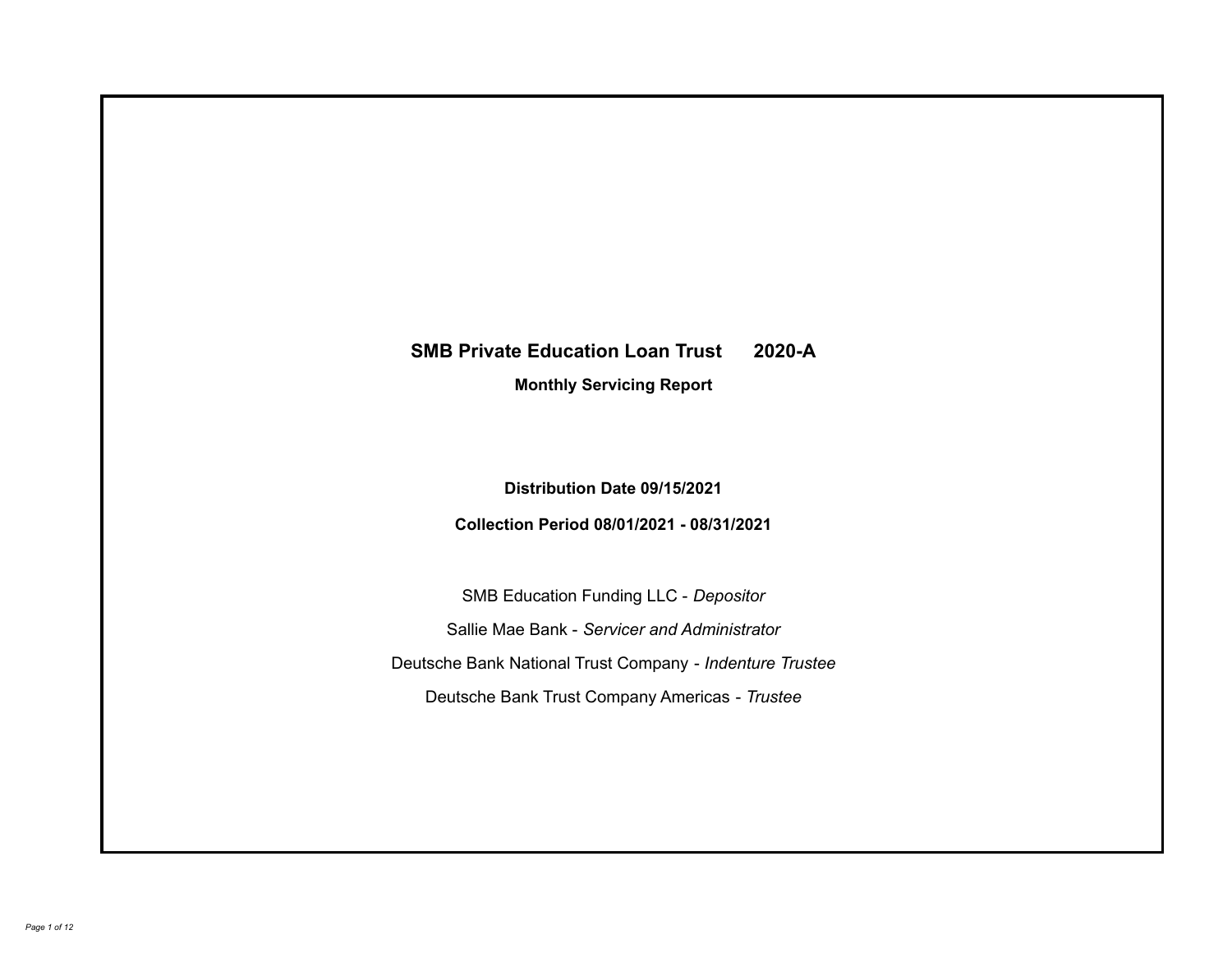# SMB Private Education Loan Trust 2020-A

**Monthly Servicing Report**

**Distribution Date 09/15/2021**

**Collection Period 08/01/2021 - 08/31/2021**

SMB Education Funding LLC - *Depositor*

Sallie Mae Bank - *Servicer and Administrator*

Deutsche Bank National Trust Company - *Indenture Trustee*

Deutsche Bank Trust Company Americas - *Trustee*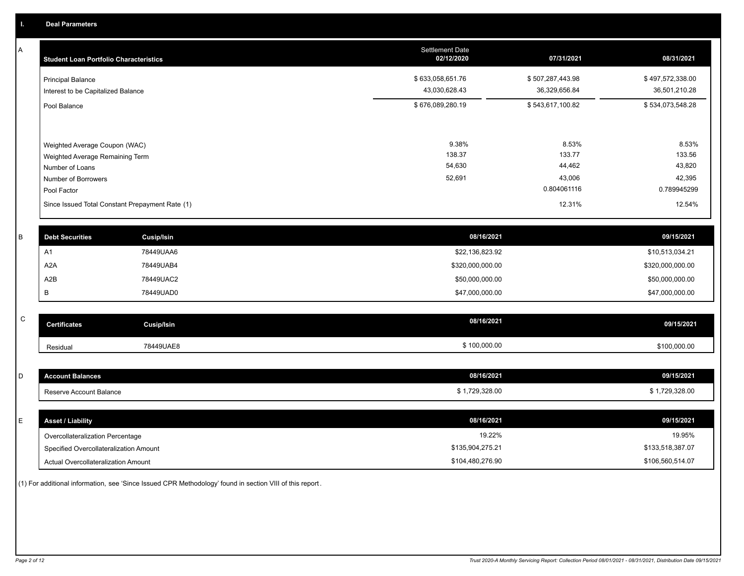## I. Deal Parameters

### A

| Student Loan Portfolio Characteristics | Settlement Date 02/12/2020 | 07/31/2021 | 08/31/2021 |
|---|---|---|---|
| Principal Balance | $ 633,058,651.76 | $ 507,287,443.98 | $ 497,572,338.00 |
| Interest to be Capitalized Balance | 43,030,628.43 | 36,329,656.84 | 36,501,210.28 |
| Pool Balance | $ 676,089,280.19 | $ 543,617,100.82 | $ 534,073,548.28 |
| Weighted Average Coupon (WAC) | 9.38% | 8.53% | 8.53% |
| Weighted Average Remaining Term | 138.37 | 133.77 | 133.56 |
| Number of Loans | 54,630 | 44,462 | 43,820 |
| Number of Borrowers | 52,691 | 43,006 | 42,395 |
| Pool Factor | | 0.804061116 | 0.789945299 |
| Since Issued Total Constant Prepayment Rate (1) | | 12.31% | 12.54% |

### B

| Debt Securities | Cusip/Isin | 08/16/2021 | 09/15/2021 |
|---|---|---|---|
| A1 | 78449UAA6 | $22,136,823.92 | $10,513,034.21 |
| A2A | 78449UAB4 | $320,000,000.00 | $320,000,000.00 |
| A2B | 78449UAC2 | $50,000,000.00 | $50,000,000.00 |
| B | 78449UAD0 | $47,000,000.00 | $47,000,000.00 |

### C

| Certificates | Cusip/Isin | 08/16/2021 | 09/15/2021 |
|---|---|---|---|
| Residual | 78449UAE8 | $ 100,000.00 | $100,000.00 |

### D

| Account Balances | 08/16/2021 | 09/15/2021 |
|---|---|---|
| Reserve Account Balance | $ 1,729,328.00 | $ 1,729,328.00 |

### E

| Asset / Liability | 08/16/2021 | 09/15/2021 |
|---|---|---|
| Overcollateralization Percentage | 19.22% | 19.95% |
| Specified Overcollateralization Amount | $135,904,275.21 | $133,518,387.07 |
| Actual Overcollateralization Amount | $104,480,276.90 | $106,560,514.07 |

(1) For additional information, see 'Since Issued CPR Methodology' found in section VIII of this report .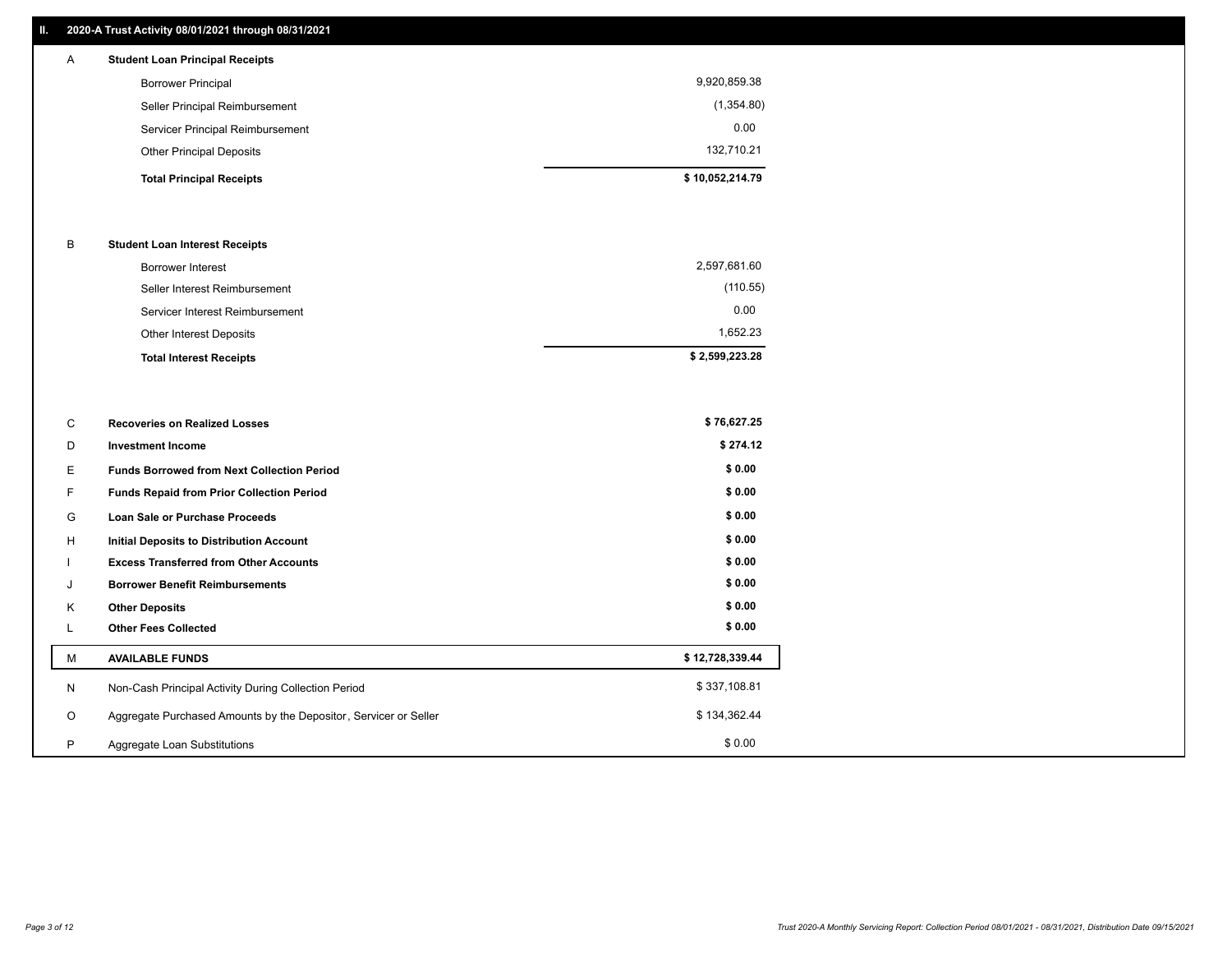## II. 2020-A Trust Activity 08/01/2021 through 08/31/2021

| | | |
|---|---|---|
| A | **Student Loan Principal Receipts** | |
| | Borrower Principal | 9,920,859.38 |
| | Seller Principal Reimbursement | (1,354.80) |
| | Servicer Principal Reimbursement | 0.00 |
| | Other Principal Deposits | 132,710.21 |
| | **Total Principal Receipts** | **$ 10,052,214.79** |
| B | **Student Loan Interest Receipts** | |
| | Borrower Interest | 2,597,681.60 |
| | Seller Interest Reimbursement | (110.55) |
| | Servicer Interest Reimbursement | 0.00 |
| | Other Interest Deposits | 1,652.23 |
| | **Total Interest Receipts** | **$ 2,599,223.28** |
| C | **Recoveries on Realized Losses** | **$ 76,627.25** |
| D | **Investment Income** | **$ 274.12** |
| E | **Funds Borrowed from Next Collection Period** | **$ 0.00** |
| F | **Funds Repaid from Prior Collection Period** | **$ 0.00** |
| G | **Loan Sale or Purchase Proceeds** | **$ 0.00** |
| H | **Initial Deposits to Distribution Account** | **$ 0.00** |
| I | **Excess Transferred from Other Accounts** | **$ 0.00** |
| J | **Borrower Benefit Reimbursements** | **$ 0.00** |
| K | **Other Deposits** | **$ 0.00** |
| L | **Other Fees Collected** | **$ 0.00** |
| M | **AVAILABLE FUNDS** | **$ 12,728,339.44** |
| N | Non-Cash Principal Activity During Collection Period | $ 337,108.81 |
| O | Aggregate Purchased Amounts by the Depositor, Servicer or Seller | $ 134,362.44 |
| P | Aggregate Loan Substitutions | $ 0.00 |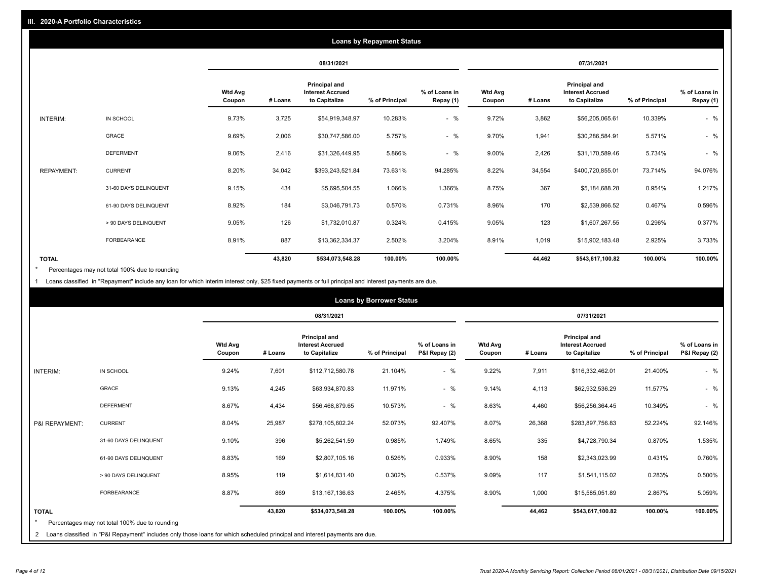## III. 2020-A Portfolio Characteristics

### Loans by Repayment Status

| | | 08/31/2021 | | | | | 07/31/2021 | | | | |
|---|---|---|---|---|---|---|---|---|---|---|---|
| | | Wtd Avg Coupon | # Loans | Principal and Interest Accrued to Capitalize | % of Principal | % of Loans in Repay (1) | Wtd Avg Coupon | # Loans | Principal and Interest Accrued to Capitalize | % of Principal | % of Loans in Repay (1) |
| INTERIM: | IN SCHOOL | 9.73% | 3,725 | $54,919,348.97 | 10.283% | - % | 9.72% | 3,862 | $56,205,065.61 | 10.339% | - % |
| | GRACE | 9.69% | 2,006 | $30,747,586.00 | 5.757% | - % | 9.70% | 1,941 | $30,286,584.91 | 5.571% | - % |
| | DEFERMENT | 9.06% | 2,416 | $31,326,449.95 | 5.866% | - % | 9.00% | 2,426 | $31,170,589.46 | 5.734% | - % |
| REPAYMENT: | CURRENT | 8.20% | 34,042 | $393,243,521.84 | 73.631% | 94.285% | 8.22% | 34,554 | $400,720,855.01 | 73.714% | 94.076% |
| | 31-60 DAYS DELINQUENT | 9.15% | 434 | $5,695,504.55 | 1.066% | 1.366% | 8.75% | 367 | $5,184,688.28 | 0.954% | 1.217% |
| | 61-90 DAYS DELINQUENT | 8.92% | 184 | $3,046,791.73 | 0.570% | 0.731% | 8.96% | 170 | $2,539,866.52 | 0.467% | 0.596% |
| | > 90 DAYS DELINQUENT | 9.05% | 126 | $1,732,010.87 | 0.324% | 0.415% | 9.05% | 123 | $1,607,267.55 | 0.296% | 0.377% |
| | FORBEARANCE | 8.91% | 887 | $13,362,334.37 | 2.502% | 3.204% | 8.91% | 1,019 | $15,902,183.48 | 2.925% | 3.733% |
| TOTAL | | | 43,820 | $534,073,548.28 | 100.00% | 100.00% | | 44,462 | $543,617,100.82 | 100.00% | 100.00% |

\* Percentages may not total 100% due to rounding

1 Loans classified in "Repayment" include any loan for which interim interest only, $25 fixed payments or full principal and interest payments are due.

### Loans by Borrower Status

| | | 08/31/2021 | | | | | 07/31/2021 | | | | |
|---|---|---|---|---|---|---|---|---|---|---|---|
| | | Wtd Avg Coupon | # Loans | Principal and Interest Accrued to Capitalize | % of Principal | % of Loans in P&I Repay (2) | Wtd Avg Coupon | # Loans | Principal and Interest Accrued to Capitalize | % of Principal | % of Loans in P&I Repay (2) |
| INTERIM: | IN SCHOOL | 9.24% | 7,601 | $112,712,580.78 | 21.104% | - % | 9.22% | 7,911 | $116,332,462.01 | 21.400% | - % |
| | GRACE | 9.13% | 4,245 | $63,934,870.83 | 11.971% | - % | 9.14% | 4,113 | $62,932,536.29 | 11.577% | - % |
| | DEFERMENT | 8.67% | 4,434 | $56,468,879.65 | 10.573% | - % | 8.63% | 4,460 | $56,256,364.45 | 10.349% | - % |
| P&I REPAYMENT: | CURRENT | 8.04% | 25,987 | $278,105,602.24 | 52.073% | 92.407% | 8.07% | 26,368 | $283,897,756.83 | 52.224% | 92.146% |
| | 31-60 DAYS DELINQUENT | 9.10% | 396 | $5,262,541.59 | 0.985% | 1.749% | 8.65% | 335 | $4,728,790.34 | 0.870% | 1.535% |
| | 61-90 DAYS DELINQUENT | 8.83% | 169 | $2,807,105.16 | 0.526% | 0.933% | 8.90% | 158 | $2,343,023.99 | 0.431% | 0.760% |
| | > 90 DAYS DELINQUENT | 8.95% | 119 | $1,614,831.40 | 0.302% | 0.537% | 9.09% | 117 | $1,541,115.02 | 0.283% | 0.500% |
| | FORBEARANCE | 8.87% | 869 | $13,167,136.63 | 2.465% | 4.375% | 8.90% | 1,000 | $15,585,051.89 | 2.867% | 5.059% |
| TOTAL | | | 43,820 | $534,073,548.28 | 100.00% | 100.00% | | 44,462 | $543,617,100.82 | 100.00% | 100.00% |

\* Percentages may not total 100% due to rounding

2 Loans classified in "P&I Repayment" includes only those loans for which scheduled principal and interest payments are due.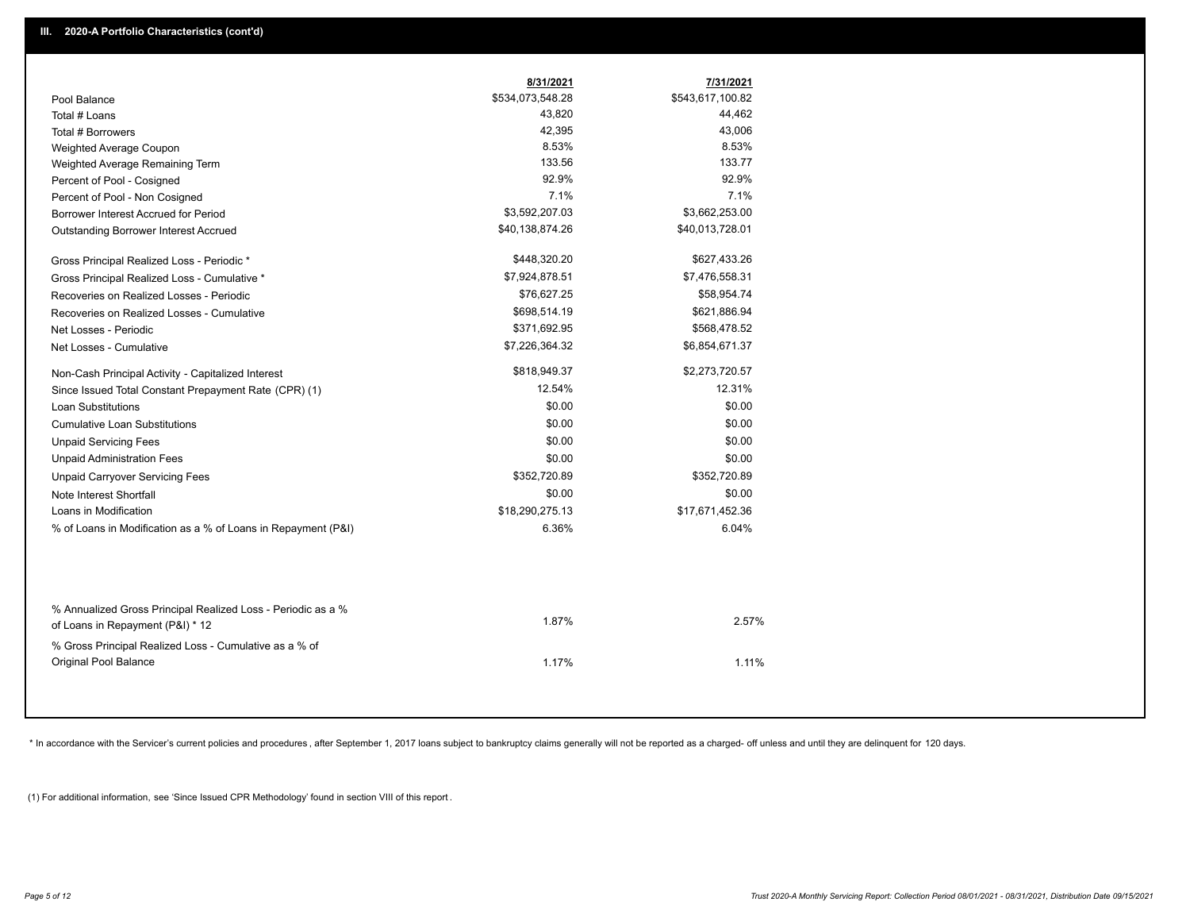## III. 2020-A Portfolio Characteristics (cont'd)

| | 8/31/2021 | 7/31/2021 |
|---|---|---|
| Pool Balance | $534,073,548.28 | $543,617,100.82 |
| Total # Loans | 43,820 | 44,462 |
| Total # Borrowers | 42,395 | 43,006 |
| Weighted Average Coupon | 8.53% | 8.53% |
| Weighted Average Remaining Term | 133.56 | 133.77 |
| Percent of Pool - Cosigned | 92.9% | 92.9% |
| Percent of Pool - Non Cosigned | 7.1% | 7.1% |
| Borrower Interest Accrued for Period | $3,592,207.03 | $3,662,253.00 |
| Outstanding Borrower Interest Accrued | $40,138,874.26 | $40,013,728.01 |
| Gross Principal Realized Loss - Periodic * | $448,320.20 | $627,433.26 |
| Gross Principal Realized Loss - Cumulative * | $7,924,878.51 | $7,476,558.31 |
| Recoveries on Realized Losses - Periodic | $76,627.25 | $58,954.74 |
| Recoveries on Realized Losses - Cumulative | $698,514.19 | $621,886.94 |
| Net Losses - Periodic | $371,692.95 | $568,478.52 |
| Net Losses - Cumulative | $7,226,364.32 | $6,854,671.37 |
| Non-Cash Principal Activity - Capitalized Interest | $818,949.37 | $2,273,720.57 |
| Since Issued Total Constant Prepayment Rate (CPR) (1) | 12.54% | 12.31% |
| Loan Substitutions | $0.00 | $0.00 |
| Cumulative Loan Substitutions | $0.00 | $0.00 |
| Unpaid Servicing Fees | $0.00 | $0.00 |
| Unpaid Administration Fees | $0.00 | $0.00 |
| Unpaid Carryover Servicing Fees | $352,720.89 | $352,720.89 |
| Note Interest Shortfall | $0.00 | $0.00 |
| Loans in Modification | $18,290,275.13 | $17,671,452.36 |
| % of Loans in Modification as a % of Loans in Repayment (P&I) | 6.36% | 6.04% |
| % Annualized Gross Principal Realized Loss - Periodic as a % of Loans in Repayment (P&I) * 12 | 1.87% | 2.57% |
| % Gross Principal Realized Loss - Cumulative as a % of Original Pool Balance | 1.17% | 1.11% |

* In accordance with the Servicer's current policies and procedures , after September 1, 2017 loans subject to bankruptcy claims generally will not be reported as a charged- off unless and until they are delinquent for 120 days.

(1) For additional information, see 'Since Issued CPR Methodology' found in section VIII of this report .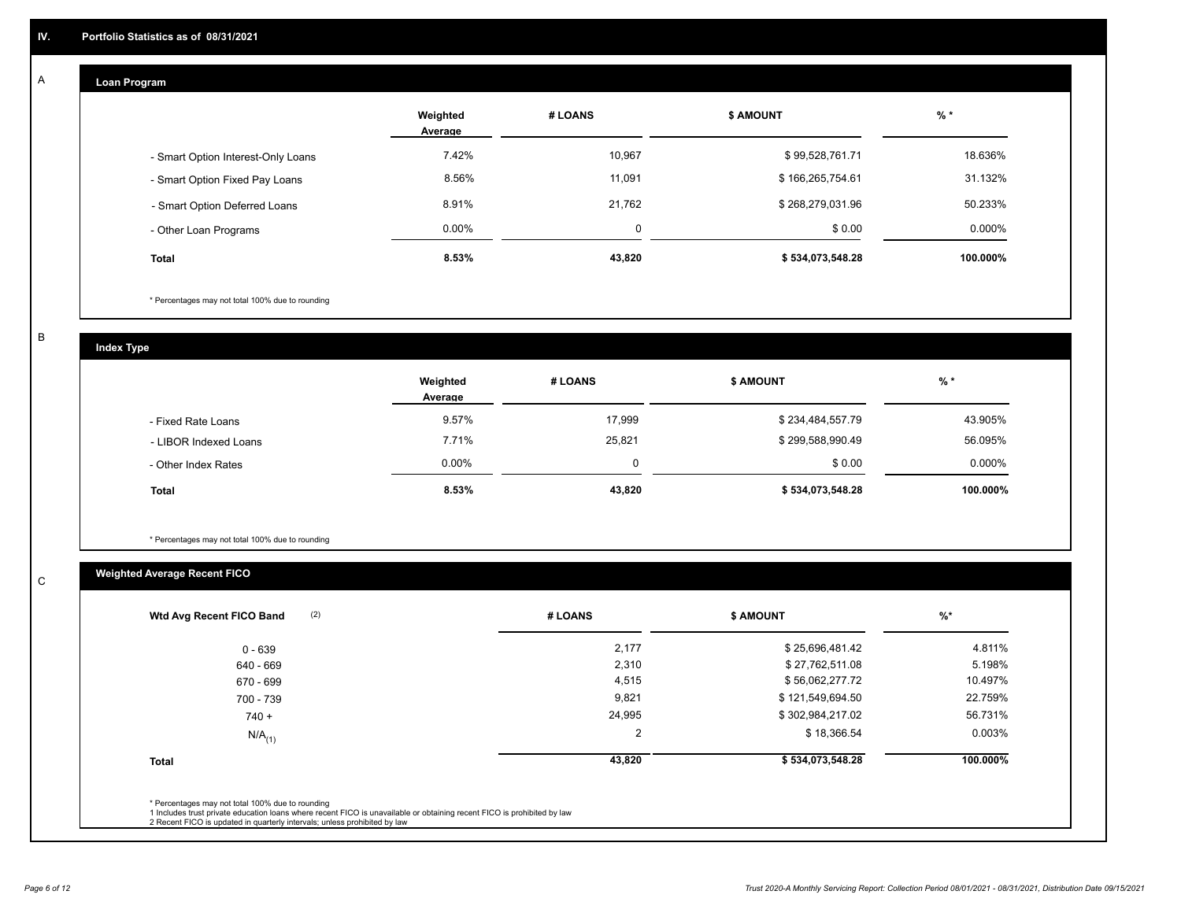## IV. Portfolio Statistics as of 08/31/2021

### A Loan Program

| | Weighted Average | # LOANS | $ AMOUNT | % * |
|---|---|---|---|---|
| - Smart Option Interest-Only Loans | 7.42% | 10,967 | $ 99,528,761.71 | 18.636% |
| - Smart Option Fixed Pay Loans | 8.56% | 11,091 | $ 166,265,754.61 | 31.132% |
| - Smart Option Deferred Loans | 8.91% | 21,762 | $ 268,279,031.96 | 50.233% |
| - Other Loan Programs | 0.00% | 0 | $ 0.00 | 0.000% |
| **Total** | **8.53%** | **43,820** | **$ 534,073,548.28** | **100.000%** |

* Percentages may not total 100% due to rounding

### B Index Type

| | Weighted Average | # LOANS | $ AMOUNT | % * |
|---|---|---|---|---|
| - Fixed Rate Loans | 9.57% | 17,999 | $ 234,484,557.79 | 43.905% |
| - LIBOR Indexed Loans | 7.71% | 25,821 | $ 299,588,990.49 | 56.095% |
| - Other Index Rates | 0.00% | 0 | $ 0.00 | 0.000% |
| **Total** | **8.53%** | **43,820** | **$ 534,073,548.28** | **100.000%** |

* Percentages may not total 100% due to rounding

### C Weighted Average Recent FICO

| Wtd Avg Recent FICO Band (2) | # LOANS | $ AMOUNT | %* |
|---|---|---|---|
| 0 - 639 | 2,177 | $ 25,696,481.42 | 4.811% |
| 640 - 669 | 2,310 | $ 27,762,511.08 | 5.198% |
| 670 - 699 | 4,515 | $ 56,062,277.72 | 10.497% |
| 700 - 739 | 9,821 | $ 121,549,694.50 | 22.759% |
| 740 + | 24,995 | $ 302,984,217.02 | 56.731% |
| N/A (1) | 2 | $ 18,366.54 | 0.003% |
| **Total** | **43,820** | **$ 534,073,548.28** | **100.000%** |

* Percentages may not total 100% due to rounding
1 Includes trust private education loans where recent FICO is unavailable or obtaining recent FICO is prohibited by law
2 Recent FICO is updated in quarterly intervals; unless prohibited by law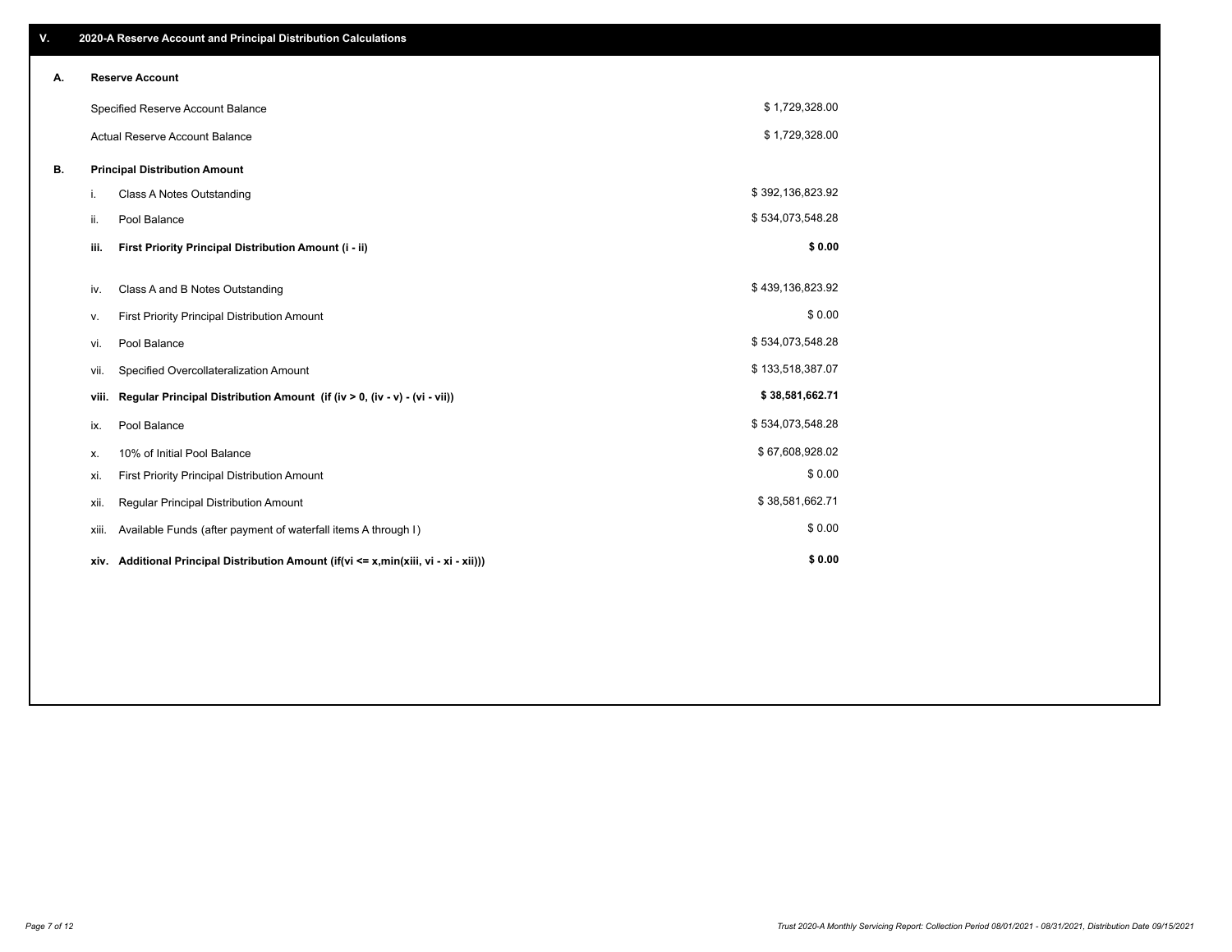## V. 2020-A Reserve Account and Principal Distribution Calculations

### A. Reserve Account

| | |
|---|---|
| Specified Reserve Account Balance | $ 1,729,328.00 |
| Actual Reserve Account Balance | $ 1,729,328.00 |

### B. Principal Distribution Amount

| | | |
|---|---|---|
| i. | Class A Notes Outstanding | $ 392,136,823.92 |
| ii. | Pool Balance | $ 534,073,548.28 |
| **iii.** | **First Priority Principal Distribution Amount (i - ii)** | **$ 0.00** |
| iv. | Class A and B Notes Outstanding | $ 439,136,823.92 |
| v. | First Priority Principal Distribution Amount | $ 0.00 |
| vi. | Pool Balance | $ 534,073,548.28 |
| vii. | Specified Overcollateralization Amount | $ 133,518,387.07 |
| **viii.** | **Regular Principal Distribution Amount (if (iv > 0, (iv - v) - (vi - vii))** | **$ 38,581,662.71** |
| ix. | Pool Balance | $ 534,073,548.28 |
| x. | 10% of Initial Pool Balance | $ 67,608,928.02 |
| xi. | First Priority Principal Distribution Amount | $ 0.00 |
| xii. | Regular Principal Distribution Amount | $ 38,581,662.71 |
| xiii. | Available Funds (after payment of waterfall items A through I) | $ 0.00 |
| **xiv.** | **Additional Principal Distribution Amount (if(vi <= x,min(xiii, vi - xi - xii)))** | **$ 0.00** |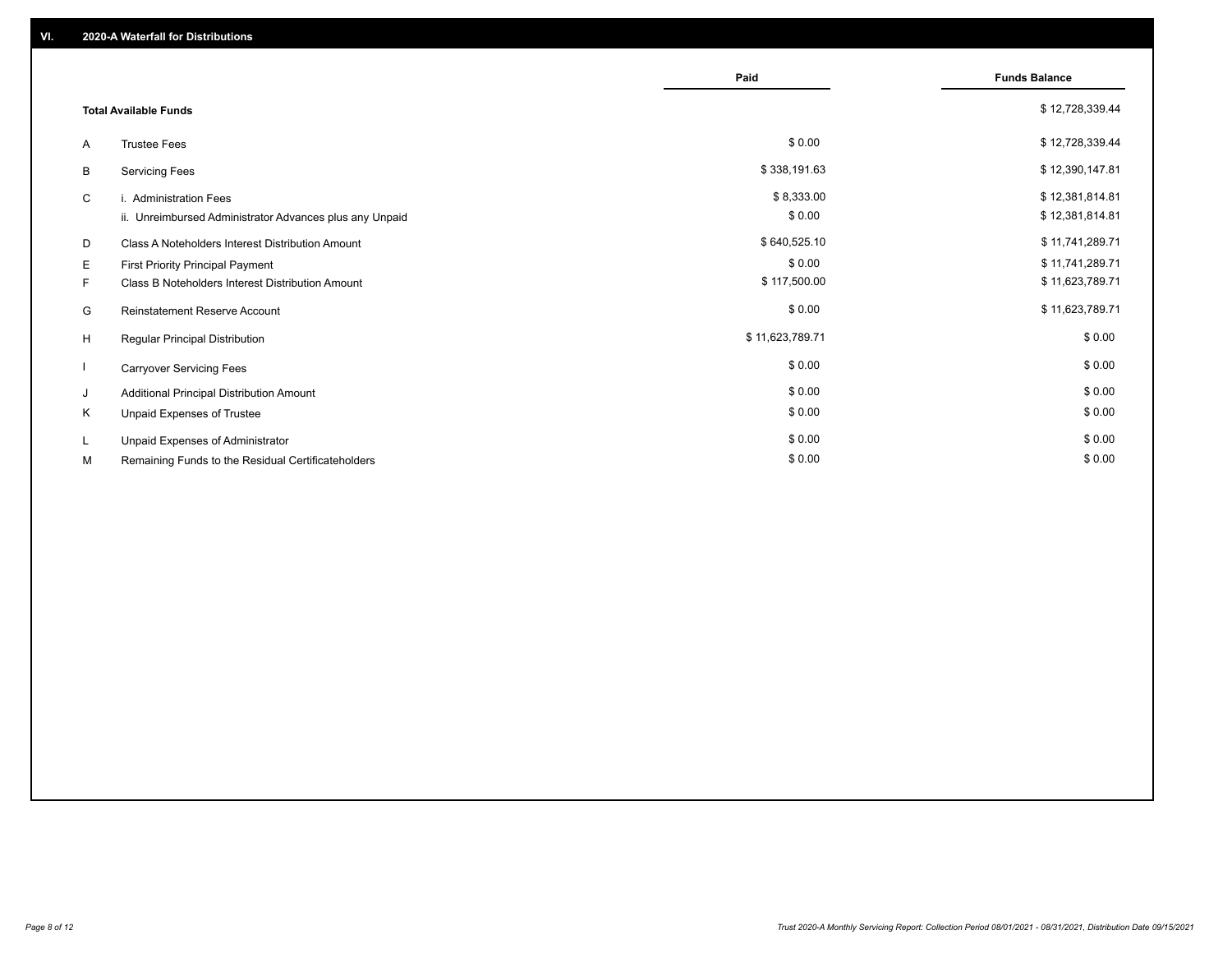## VI. 2020-A Waterfall for Distributions

| | | Paid | Funds Balance |
|---|---|---|---|
| | **Total Available Funds** | | $ 12,728,339.44 |
| A | Trustee Fees | $ 0.00 | $ 12,728,339.44 |
| B | Servicing Fees | $ 338,191.63 | $ 12,390,147.81 |
| C | i. Administration Fees | $ 8,333.00 | $ 12,381,814.81 |
| | ii. Unreimbursed Administrator Advances plus any Unpaid | $ 0.00 | $ 12,381,814.81 |
| D | Class A Noteholders Interest Distribution Amount | $ 640,525.10 | $ 11,741,289.71 |
| E | First Priority Principal Payment | $ 0.00 | $ 11,741,289.71 |
| F | Class B Noteholders Interest Distribution Amount | $ 117,500.00 | $ 11,623,789.71 |
| G | Reinstatement Reserve Account | $ 0.00 | $ 11,623,789.71 |
| H | Regular Principal Distribution | $ 11,623,789.71 | $ 0.00 |
| I | Carryover Servicing Fees | $ 0.00 | $ 0.00 |
| J | Additional Principal Distribution Amount | $ 0.00 | $ 0.00 |
| K | Unpaid Expenses of Trustee | $ 0.00 | $ 0.00 |
| L | Unpaid Expenses of Administrator | $ 0.00 | $ 0.00 |
| M | Remaining Funds to the Residual Certificateholders | $ 0.00 | $ 0.00 |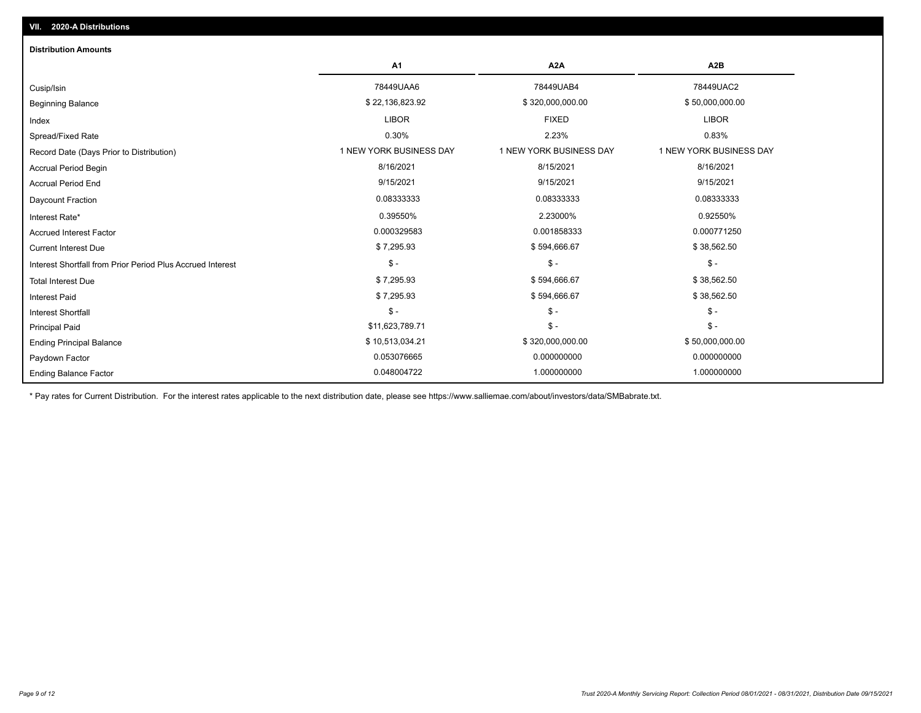## VII. 2020-A Distributions

### Distribution Amounts

| | A1 | A2A | A2B |
|---|---|---|---|
| Cusip/Isin | 78449UAA6 | 78449UAB4 | 78449UAC2 |
| Beginning Balance | $ 22,136,823.92 | $ 320,000,000.00 | $ 50,000,000.00 |
| Index | LIBOR | FIXED | LIBOR |
| Spread/Fixed Rate | 0.30% | 2.23% | 0.83% |
| Record Date (Days Prior to Distribution) | 1 NEW YORK BUSINESS DAY | 1 NEW YORK BUSINESS DAY | 1 NEW YORK BUSINESS DAY |
| Accrual Period Begin | 8/16/2021 | 8/15/2021 | 8/16/2021 |
| Accrual Period End | 9/15/2021 | 9/15/2021 | 9/15/2021 |
| Daycount Fraction | 0.08333333 | 0.08333333 | 0.08333333 |
| Interest Rate* | 0.39550% | 2.23000% | 0.92550% |
| Accrued Interest Factor | 0.000329583 | 0.001858333 | 0.000771250 |
| Current Interest Due | $ 7,295.93 | $ 594,666.67 | $ 38,562.50 |
| Interest Shortfall from Prior Period Plus Accrued Interest | $ - | $ - | $ - |
| Total Interest Due | $ 7,295.93 | $ 594,666.67 | $ 38,562.50 |
| Interest Paid | $ 7,295.93 | $ 594,666.67 | $ 38,562.50 |
| Interest Shortfall | $ - | $ - | $ - |
| Principal Paid | $11,623,789.71 | $ - | $ - |
| Ending Principal Balance | $ 10,513,034.21 | $ 320,000,000.00 | $ 50,000,000.00 |
| Paydown Factor | 0.053076665 | 0.000000000 | 0.000000000 |
| Ending Balance Factor | 0.048004722 | 1.000000000 | 1.000000000 |

* Pay rates for Current Distribution. For the interest rates applicable to the next distribution date, please see https://www.salliemae.com/about/investors/data/SMBabrate.txt.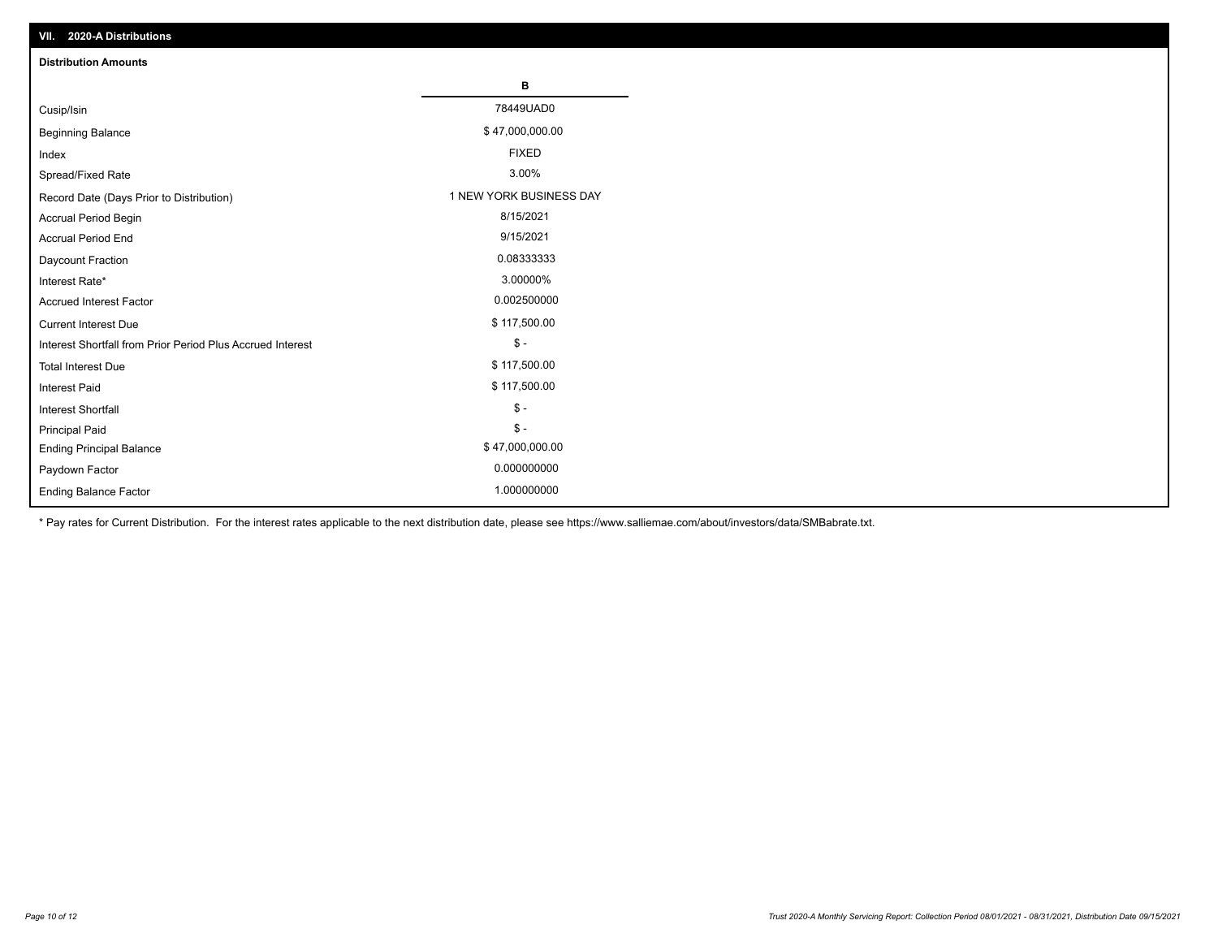## VII. 2020-A Distributions

### Distribution Amounts

| | B |
|---|---|
| Cusip/Isin | 78449UAD0 |
| Beginning Balance | $ 47,000,000.00 |
| Index | FIXED |
| Spread/Fixed Rate | 3.00% |
| Record Date (Days Prior to Distribution) | 1 NEW YORK BUSINESS DAY |
| Accrual Period Begin | 8/15/2021 |
| Accrual Period End | 9/15/2021 |
| Daycount Fraction | 0.08333333 |
| Interest Rate* | 3.00000% |
| Accrued Interest Factor | 0.002500000 |
| Current Interest Due | $ 117,500.00 |
| Interest Shortfall from Prior Period Plus Accrued Interest | $ - |
| Total Interest Due | $ 117,500.00 |
| Interest Paid | $ 117,500.00 |
| Interest Shortfall | $ - |
| Principal Paid | $ - |
| Ending Principal Balance | $ 47,000,000.00 |
| Paydown Factor | 0.000000000 |
| Ending Balance Factor | 1.000000000 |

* Pay rates for Current Distribution. For the interest rates applicable to the next distribution date, please see https://www.salliemae.com/about/investors/data/SMBabrate.txt.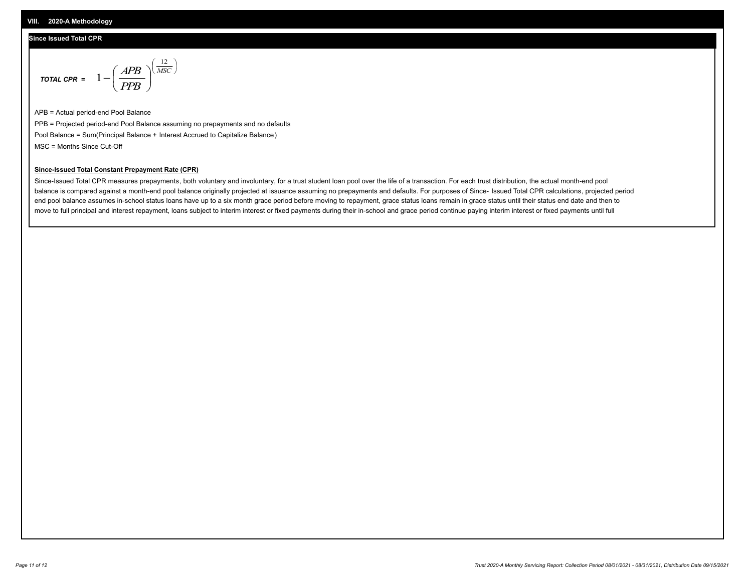## VIII. 2020-A Methodology

### Since Issued Total CPR

$$TOTAL\ CPR = 1-\left(\frac{APB}{PPB}\right)^{\left(\frac{12}{MSC}\right)}$$

APB = Actual period-end Pool Balance

PPB = Projected period-end Pool Balance assuming no prepayments and no defaults

Pool Balance = Sum(Principal Balance + Interest Accrued to Capitalize Balance)

MSC = Months Since Cut-Off

**Since-Issued Total Constant Prepayment Rate (CPR)**

Since-Issued Total CPR measures prepayments, both voluntary and involuntary, for a trust student loan pool over the life of a transaction. For each trust distribution, the actual month-end pool balance is compared against a month-end pool balance originally projected at issuance assuming no prepayments and defaults. For purposes of Since- Issued Total CPR calculations, projected period end pool balance assumes in-school status loans have up to a six month grace period before moving to repayment, grace status loans remain in grace status until their status end date and then to move to full principal and interest repayment, loans subject to interim interest or fixed payments during their in-school and grace period continue paying interim interest or fixed payments until full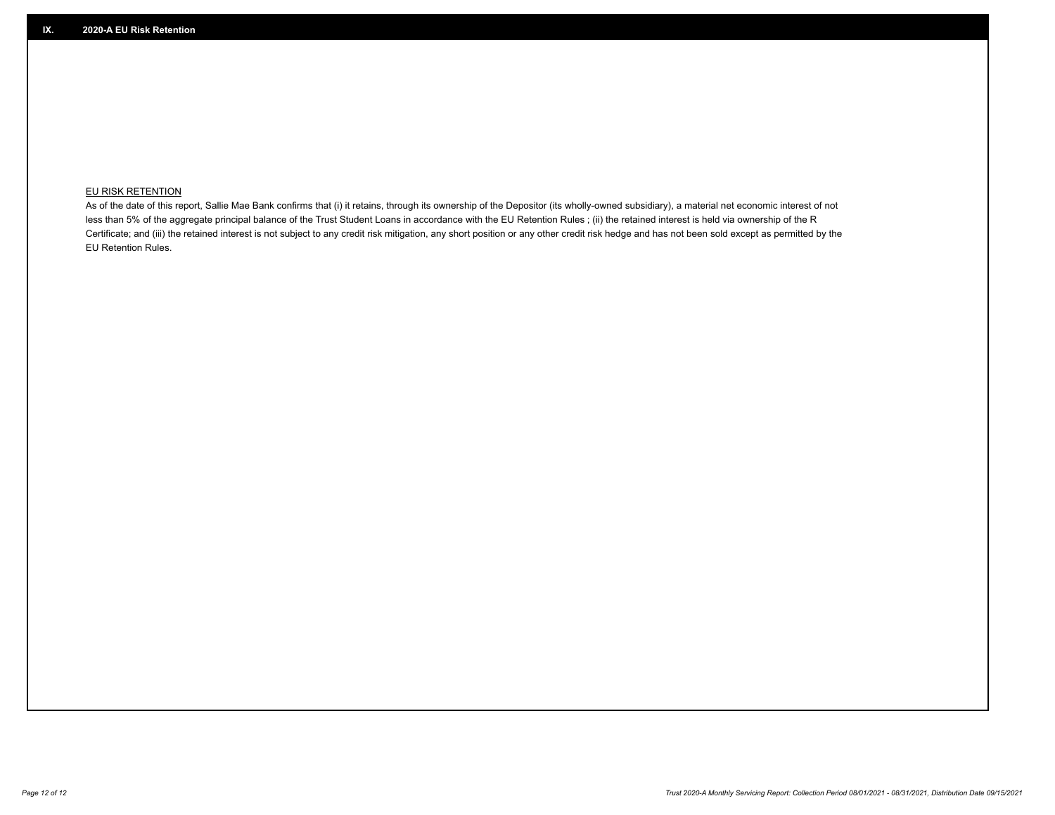## IX. 2020-A EU Risk Retention

EU RISK RETENTION

As of the date of this report, Sallie Mae Bank confirms that (i) it retains, through its ownership of the Depositor (its wholly-owned subsidiary), a material net economic interest of not less than 5% of the aggregate principal balance of the Trust Student Loans in accordance with the EU Retention Rules ; (ii) the retained interest is held via ownership of the R Certificate; and (iii) the retained interest is not subject to any credit risk mitigation, any short position or any other credit risk hedge and has not been sold except as permitted by the EU Retention Rules.